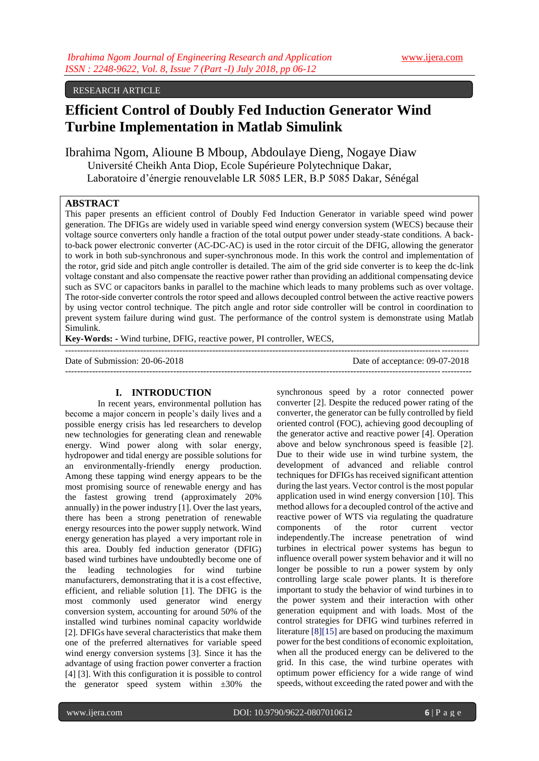RESEARCH ARTICLE

# Efficient Control of Doubly Fed Induction Generator Wind Turbine Implementation in Matlab Simulink

Ibrahima Ngom, Alioune B Mboup, Abdoulaye Dieng, Nogaye Diaw

Université Cheikh Anta Diop, Ecole Supérieure Polytechnique Dakar, Laboratoire d'énergie renouvelable LR 5085 LER, B.P 5085 Dakar, Sénégal

## ABSTRACT

This paper presents an efficient control of Doubly Fed Induction Generator in variable speed wind power generation. The DFIGs are widely used in variable speed wind energy conversion system (WECS) because their voltage source converters only handle a fraction of the total output power under steady-state conditions. A back-to-back power electronic converter (AC-DC-AC) is used in the rotor circuit of the DFIG, allowing the generator to work in both sub-synchronous and super-synchronous mode. In this work the control and implementation of the rotor, grid side and pitch angle controller is detailed. The aim of the grid side converter is to keep the dc-link voltage constant and also compensate the reactive power rather than providing an additional compensating device such as SVC or capacitors banks in parallel to the machine which leads to many problems such as over voltage. The rotor-side converter controls the rotor speed and allows decoupled control between the active reactive powers by using vector control technique. The pitch angle and rotor side controller will be control in coordination to prevent system failure during wind gust. The performance of the control system is demonstrate using Matlab Simulink.

**Key-Words: -** Wind turbine, DFIG, reactive power, PI controller, WECS,

Date of Submission: 20-06-2018 Date of acceptance: 09-07-2018

## I. INTRODUCTION

In recent years, environmental pollution has become a major concern in people's daily lives and a possible energy crisis has led researchers to develop new technologies for generating clean and renewable energy. Wind power along with solar energy, hydropower and tidal energy are possible solutions for an environmentally-friendly energy production. Among these tapping wind energy appears to be the most promising source of renewable energy and has the fastest growing trend (approximately 20% annually) in the power industry [1]. Over the last years, there has been a strong penetration of renewable energy resources into the power supply network. Wind energy generation has played a very important role in this area. Doubly fed induction generator (DFIG) based wind turbines have undoubtedly become one of the leading technologies for wind turbine manufacturers, demonstrating that it is a cost effective, efficient, and reliable solution [1]. The DFIG is the most commonly used generator wind energy conversion system, accounting for around 50% of the installed wind turbines nominal capacity worldwide [2]. DFIGs have several characteristics that make them one of the preferred alternatives for variable speed wind energy conversion systems [3]. Since it has the advantage of using fraction power converter a fraction [4] [3]. With this configuration it is possible to control the generator speed system within ±30% the synchronous speed by a rotor connected power converter [2]. Despite the reduced power rating of the converter, the generator can be fully controlled by field oriented control (FOC), achieving good decoupling of the generator active and reactive power [4]. Operation above and below synchronous speed is feasible [2]. Due to their wide use in wind turbine system, the development of advanced and reliable control techniques for DFIGs has received significant attention during the last years. Vector control is the most popular application used in wind energy conversion [10]. This method allows for a decoupled control of the active and reactive power of WTS via regulating the quadrature components of the rotor current vector independently.The increase penetration of wind turbines in electrical power systems has begun to influence overall power system behavior and it will no longer be possible to run a power system by only controlling large scale power plants. It is therefore important to study the behavior of wind turbines in to the power system and their interaction with other generation equipment and with loads. Most of the control strategies for DFIG wind turbines referred in literature [8][15] are based on producing the maximum power for the best conditions of economic exploitation, when all the produced energy can be delivered to the grid. In this case, the wind turbine operates with optimum power efficiency for a wide range of wind speeds, without exceeding the rated power and with the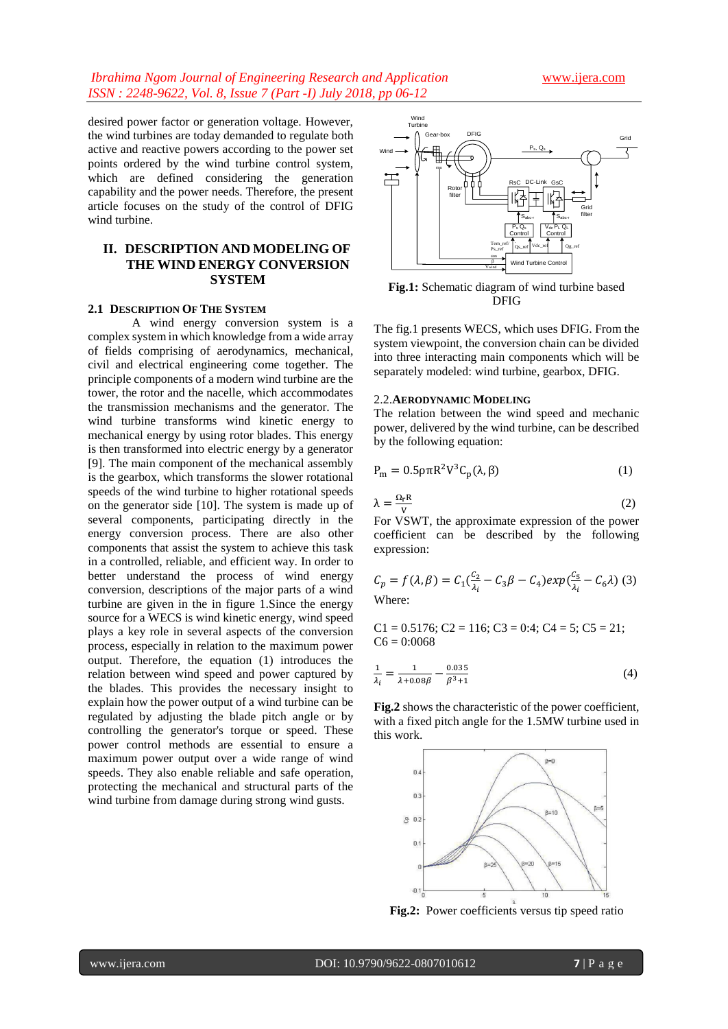desired power factor or generation voltage. However, the wind turbines are today demanded to regulate both active and reactive powers according to the power set points ordered by the wind turbine control system, which are defined considering the generation capability and the power needs. Therefore, the present article focuses on the study of the control of DFIG wind turbine.

## II. DESCRIPTION AND MODELING OF THE WIND ENERGY CONVERSION SYSTEM

### 2.1 Description Of The System

A wind energy conversion system is a complex system in which knowledge from a wide array of fields comprising of aerodynamics, mechanical, civil and electrical engineering come together. The principle components of a modern wind turbine are the tower, the rotor and the nacelle, which accommodates the transmission mechanisms and the generator. The wind turbine transforms wind kinetic energy to mechanical energy by using rotor blades. This energy is then transformed into electric energy by a generator [9]. The main component of the mechanical assembly is the gearbox, which transforms the slower rotational speeds of the wind turbine to higher rotational speeds on the generator side [10]. The system is made up of several components, participating directly in the energy conversion process. There are also other components that assist the system to achieve this task in a controlled, reliable, and efficient way. In order to better understand the process of wind energy conversion, descriptions of the major parts of a wind turbine are given in the in figure 1.Since the energy source for a WECS is wind kinetic energy, wind speed plays a key role in several aspects of the conversion process, especially in relation to the maximum power output. Therefore, the equation (1) introduces the relation between wind speed and power captured by the blades. This provides the necessary insight to explain how the power output of a wind turbine can be regulated by adjusting the blade pitch angle or by controlling the generator's torque or speed. These power control methods are essential to ensure a maximum power output over a wide range of wind speeds. They also enable reliable and safe operation, protecting the mechanical and structural parts of the wind turbine from damage during strong wind gusts.

**Fig.1:** Schematic diagram of wind turbine based DFIG

The fig.1 presents WECS, which uses DFIG. From the system viewpoint, the conversion chain can be divided into three interacting main components which will be separately modeled: wind turbine, gearbox, DFIG.

### 2.2. Aerodynamic Modeling

The relation between the wind speed and mechanic power, delivered by the wind turbine, can be described by the following equation:

$$P_m = 0.5\rho\pi R^2 V^3 C_p(\lambda, \beta) \quad (1)$$

$$\lambda = \frac{\Omega_t R}{V} \quad (2)$$

For VSWT, the approximate expression of the power coefficient can be described by the following expression:

$$C_p = f(\lambda, \beta) = C_1\left(\frac{C_2}{\lambda_i} - C_3\beta - C_4\right)exp\left(\frac{C_5}{\lambda_i} - C_6\lambda\right) \quad (3)$$

Where:

C1 = 0.5176; C2 = 116; C3 = 0:4; C4 = 5; C5 = 21; C6 = 0:0068

$$\frac{1}{\lambda_i} = \frac{1}{\lambda + 0.08\beta} - \frac{0.035}{\beta^3 + 1} \quad (4)$$

**Fig.2** shows the characteristic of the power coefficient, with a fixed pitch angle for the 1.5MW turbine used in this work.

**Fig.2:** Power coefficients versus tip speed ratio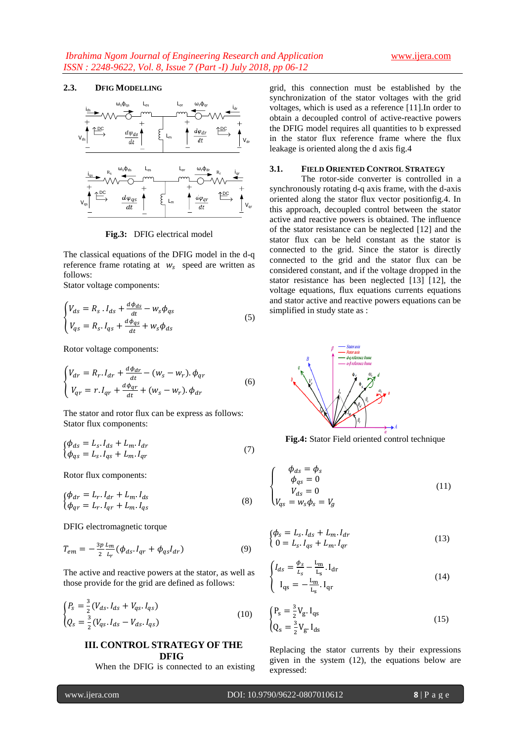### 2.3. DFIG MODELLING

Fig.3: DFIG electrical model

The classical equations of the DFIG model in the d-q reference frame rotating at $w_s$ speed are written as follows:
Stator voltage components:

$$\begin{cases} V_{ds} = R_s . I_{ds} + \frac{d\phi_{ds}}{dt} - w_s\phi_{qs} \\ V_{qs} = R_s . I_{qs} + \frac{d\phi_{qs}}{dt} + w_s\phi_{ds} \end{cases} \quad (5)$$

Rotor voltage components:

$$\begin{cases} V_{dr} = R_r . I_{dr} + \frac{d\phi_{dr}}{dt} - (w_s - w_r).\phi_{qr} \\ V_{qr} = r . I_{qr} + \frac{d\phi_{qr}}{dt} + (w_s - w_r).\phi_{dr} \end{cases} \quad (6)$$

The stator and rotor flux can be express as follows:
Stator flux components:

$$\begin{cases} \phi_{ds} = L_s . I_{ds} + L_m . I_{dr} \\ \phi_{qs} = L_s . I_{qs} + L_m . I_{qr} \end{cases} \quad (7)$$

Rotor flux components:

$$\begin{cases} \phi_{dr} = L_r . I_{dr} + L_m . I_{ds} \\ \phi_{qr} = L_r . I_{qr} + L_m . I_{qs} \end{cases} \quad (8)$$

DFIG electromagnetic torque

$$T_{em} = -\frac{3p}{2}\frac{L_m}{L_r}(\phi_{ds} . I_{qr} + \phi_{qs} I_{dr}) \quad (9)$$

The active and reactive powers at the stator, as well as those provide for the grid are defined as follows:

$$\begin{cases} P_s = \frac{3}{2}(V_{ds} . I_{ds} + V_{qs} . I_{qs}) \\ Q_s = \frac{3}{2}(V_{qs} . I_{ds} - V_{ds} . I_{qs}) \end{cases} \quad (10)$$

## III. CONTROL STRATEGY OF THE DFIG

When the DFIG is connected to an existing grid, this connection must be established by the synchronization of the stator voltages with the grid voltages, which is used as a reference [11].In order to obtain a decoupled control of active-reactive powers the DFIG model requires all quantities to b expressed in the stator flux reference frame where the flux leakage is oriented along the d axis fig.4

### 3.1. FIELD ORIENTED CONTROL STRATEGY

The rotor-side converter is controlled in a synchronously rotating d-q axis frame, with the d-axis oriented along the stator flux vector positionfig.4. In this approach, decoupled control between the stator active and reactive powers is obtained. The influence of the stator resistance can be neglected [12] and the stator flux can be held constant as the stator is connected to the grid. Since the stator is directly connected to the grid and the stator flux can be considered constant, and if the voltage dropped in the stator resistance has been neglected [13] [12], the voltage equations, flux equations currents equations and stator active and reactive powers equations can be simplified in study state as :

Fig.4: Stator Field oriented control technique

$$\begin{cases} \phi_{ds} = \phi_s \\ \phi_{qs} = 0 \\ V_{ds} = 0 \\ V_{qs} = w_s\phi_s = V_g \end{cases} \quad (11)$$

$$\begin{cases} \phi_s = L_s . I_{ds} + L_m . I_{dr} \\ 0 = L_s . I_{qs} + L_m . I_{qr} \end{cases} \quad (13)$$

$$\begin{cases} I_{ds} = \frac{\phi_s}{L_s} - \frac{L_m}{L_s} . I_{dr} \\ I_{qs} = -\frac{L_m}{L_s} . I_{qr} \end{cases} \quad (14)$$

$$\begin{cases} P_s = \frac{3}{2} V_g . I_{qs} \\ Q_s = \frac{3}{2} V_g . I_{ds} \end{cases} \quad (15)$$

Replacing the stator currents by their expressions given in the system (12), the equations below are expressed: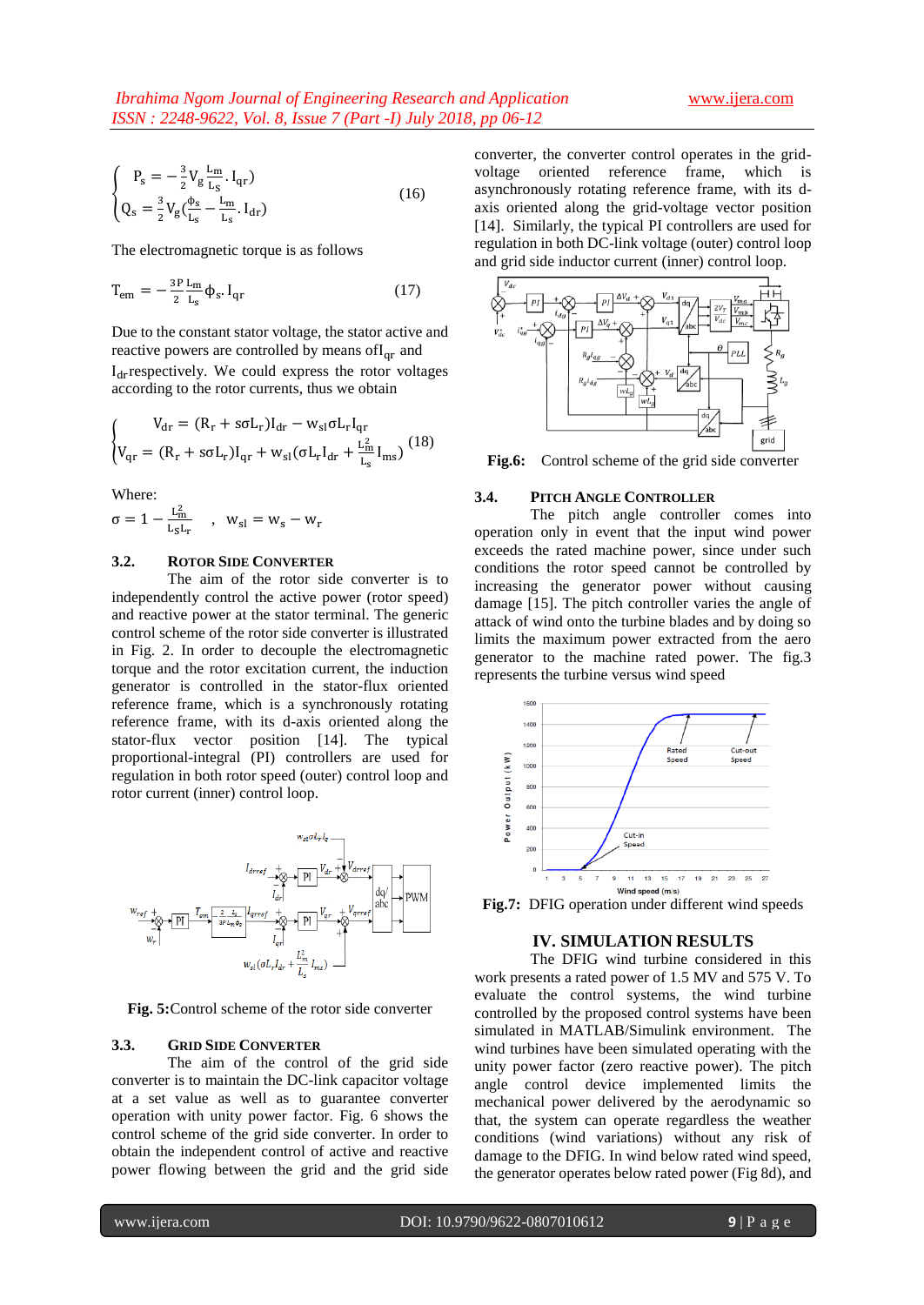$$\begin{cases} P_s = -\frac{3}{2} V_g \frac{L_m}{L_s} . I_{qr}) \\ Q_s = \frac{3}{2} V_g (\frac{\phi_s}{L_s} - \frac{L_m}{L_s} . I_{dr}) \end{cases} \quad (16)$$

The electromagnetic torque is as follows

$$T_{em} = -\frac{3P}{2} \frac{L_m}{L_s} \phi_s . I_{qr} \quad (17)$$

Due to the constant stator voltage, the stator active and reactive powers are controlled by means of $I_{qr}$ and $I_{dr}$ respectively. We could express the rotor voltages according to the rotor currents, thus we obtain

$$\begin{cases} V_{dr} = (R_r + s\sigma L_r) I_{dr} - w_{sl} \sigma L_r I_{qr} \\ V_{qr} = (R_r + s\sigma L_r) I_{qr} + w_{sl} (\sigma L_r I_{dr} + \frac{L_m^2}{L_s} I_{ms}) \end{cases} \quad (18)$$

Where:

$\sigma = 1 - \frac{L_m^2}{L_s L_r}$ , $w_{sl} = w_s - w_r$

### 3.2. Rotor Side Converter

The aim of the rotor side converter is to independently control the active power (rotor speed) and reactive power at the stator terminal. The generic control scheme of the rotor side converter is illustrated in Fig. 2. In order to decouple the electromagnetic torque and the rotor excitation current, the induction generator is controlled in the stator-flux oriented reference frame, which is a synchronously rotating reference frame, with its d-axis oriented along the stator-flux vector position [14]. The typical proportional-integral (PI) controllers are used for regulation in both rotor speed (outer) control loop and rotor current (inner) control loop.

**Fig. 5:** Control scheme of the rotor side converter

### 3.3. Grid Side Converter

The aim of the control of the grid side converter is to maintain the DC-link capacitor voltage at a set value as well as to guarantee converter operation with unity power factor. Fig. 6 shows the control scheme of the grid side converter. In order to obtain the independent control of active and reactive power flowing between the grid and the grid side converter, the converter control operates in the grid-voltage oriented reference frame, which is asynchronously rotating reference frame, with its d-axis oriented along the grid-voltage vector position [14]. Similarly, the typical PI controllers are used for regulation in both DC-link voltage (outer) control loop and grid side inductor current (inner) control loop.

**Fig.6:** Control scheme of the grid side converter

### 3.4. Pitch Angle Controller

The pitch angle controller comes into operation only in event that the input wind power exceeds the rated machine power, since under such conditions the rotor speed cannot be controlled by increasing the generator power without causing damage [15]. The pitch controller varies the angle of attack of wind onto the turbine blades and by doing so limits the maximum power extracted from the aero generator to the machine rated power. The fig.3 represents the turbine versus wind speed

**Fig.7:** DFIG operation under different wind speeds

## IV. SIMULATION RESULTS

The DFIG wind turbine considered in this work presents a rated power of 1.5 MV and 575 V. To evaluate the control systems, the wind turbine controlled by the proposed control systems have been simulated in MATLAB/Simulink environment. The wind turbines have been simulated operating with the unity power factor (zero reactive power). The pitch angle control device implemented limits the mechanical power delivered by the aerodynamic so that, the system can operate regardless the weather conditions (wind variations) without any risk of damage to the DFIG. In wind below rated wind speed, the generator operates below rated power (Fig 8d), and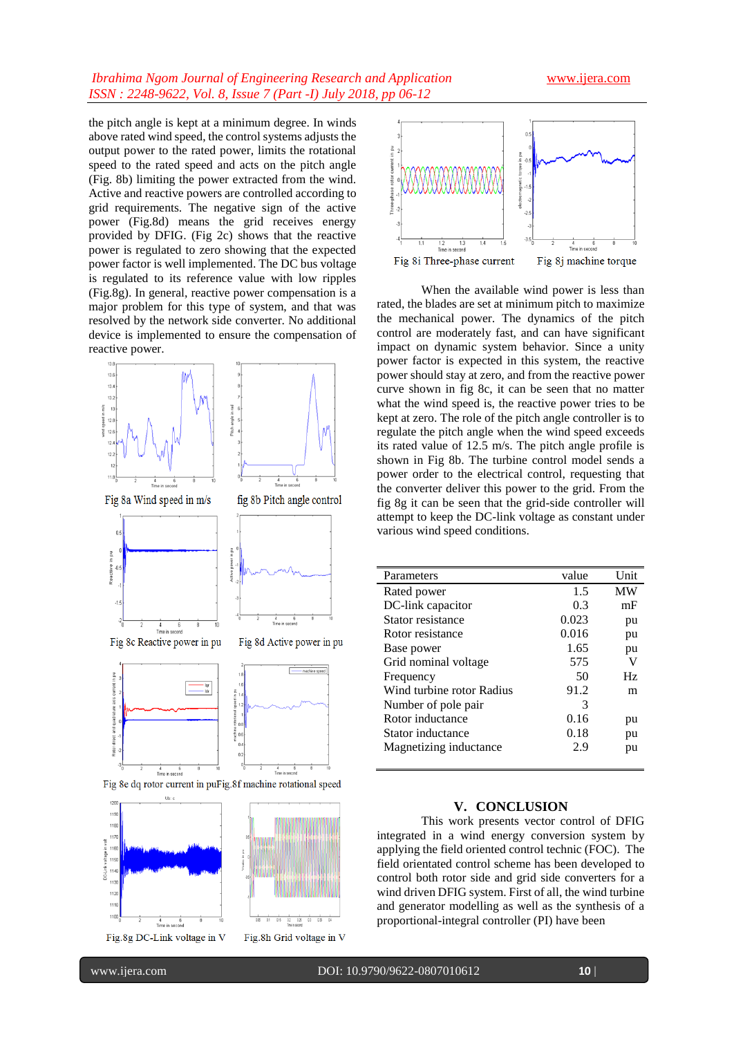the pitch angle is kept at a minimum degree. In winds above rated wind speed, the control systems adjusts the output power to the rated power, limits the rotational speed to the rated speed and acts on the pitch angle (Fig. 8b) limiting the power extracted from the wind. Active and reactive powers are controlled according to grid requirements. The negative sign of the active power (Fig.8d) means the grid receives energy provided by DFIG. (Fig 2c) shows that the reactive power is regulated to zero showing that the expected power factor is well implemented. The DC bus voltage is regulated to its reference value with low ripples (Fig.8g). In general, reactive power compensation is a major problem for this type of system, and that was resolved by the network side converter. No additional device is implemented to ensure the compensation of reactive power.

Fig 8a Wind speed in m/s

fig 8b Pitch angle control

Fig 8c Reactive power in pu

Fig 8d Active power in pu

Fig 8e dq rotor current in pu

Fig.8f machine rotational speed

Fig.8g DC-Link voltage in V

Fig.8h Grid voltage in V

Fig 8i Three-phase current

Fig 8j machine torque

When the available wind power is less than rated, the blades are set at minimum pitch to maximize the mechanical power. The dynamics of the pitch control are moderately fast, and can have significant impact on dynamic system behavior. Since a unity power factor is expected in this system, the reactive power should stay at zero, and from the reactive power curve shown in fig 8c, it can be seen that no matter what the wind speed is, the reactive power tries to be kept at zero. The role of the pitch angle controller is to regulate the pitch angle when the wind speed exceeds its rated value of 12.5 m/s. The pitch angle profile is shown in Fig 8b. The turbine control model sends a power order to the electrical control, requesting that the converter deliver this power to the grid. From the fig 8g it can be seen that the grid-side controller will attempt to keep the DC-link voltage as constant under various wind speed conditions.

| Parameters | value | Unit |
|---|---|---|
| Rated power | 1.5 | MW |
| DC-link capacitor | 0.3 | mF |
| Stator resistance | 0.023 | pu |
| Rotor resistance | 0.016 | pu |
| Base power | 1.65 | pu |
| Grid nominal voltage | 575 | V |
| Frequency | 50 | Hz |
| Wind turbine rotor Radius | 91.2 | m |
| Number of pole pair | 3 | |
| Rotor inductance | 0.16 | pu |
| Stator inductance | 0.18 | pu |
| Magnetizing inductance | 2.9 | pu |

## V. CONCLUSION

This work presents vector control of DFIG integrated in a wind energy conversion system by applying the field oriented control technic (FOC). The field orientated control scheme has been developed to control both rotor side and grid side converters for a wind driven DFIG system. First of all, the wind turbine and generator modelling as well as the synthesis of a proportional-integral controller (PI) have been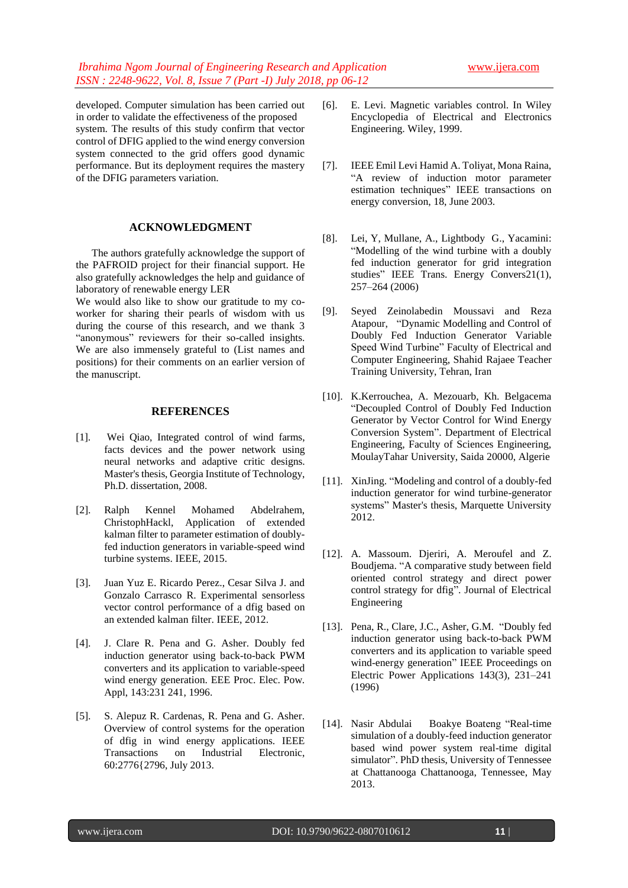developed. Computer simulation has been carried out in order to validate the effectiveness of the proposed system. The results of this study confirm that vector control of DFIG applied to the wind energy conversion system connected to the grid offers good dynamic performance. But its deployment requires the mastery of the DFIG parameters variation.

## ACKNOWLEDGMENT

The authors gratefully acknowledge the support of the PAFROID project for their financial support. He also gratefully acknowledges the help and guidance of laboratory of renewable energy LER
We would also like to show our gratitude to my co-worker for sharing their pearls of wisdom with us during the course of this research, and we thank 3 "anonymous" reviewers for their so-called insights. We are also immensely grateful to (List names and positions) for their comments on an earlier version of the manuscript.

## REFERENCES

[1]. Wei Qiao, Integrated control of wind farms, facts devices and the power network using neural networks and adaptive critic designs. Master's thesis, Georgia Institute of Technology, Ph.D. dissertation, 2008.

[2]. Ralph Kennel Mohamed Abdelrahem, ChristophHackl, Application of extended kalman filter to parameter estimation of doubly-fed induction generators in variable-speed wind turbine systems. IEEE, 2015.

[3]. Juan Yuz E. Ricardo Perez., Cesar Silva J. and Gonzalo Carrasco R. Experimental sensorless vector control performance of a dfig based on an extended kalman filter. IEEE, 2012.

[4]. J. Clare R. Pena and G. Asher. Doubly fed induction generator using back-to-back PWM converters and its application to variable-speed wind energy generation. EEE Proc. Elec. Pow. Appl, 143:231 241, 1996.

[5]. S. Alepuz R. Cardenas, R. Pena and G. Asher. Overview of control systems for the operation of dfig in wind energy applications. IEEE Transactions on Industrial Electronic, 60:2776{2796, July 2013.

[6]. E. Levi. Magnetic variables control. In Wiley Encyclopedia of Electrical and Electronics Engineering. Wiley, 1999.

[7]. IEEE Emil Levi Hamid A. Toliyat, Mona Raina, "A review of induction motor parameter estimation techniques" IEEE transactions on energy conversion, 18, June 2003.

[8]. Lei, Y, Mullane, A., Lightbody G., Yacamini: "Modelling of the wind turbine with a doubly fed induction generator for grid integration studies" IEEE Trans. Energy Convers21(1), 257–264 (2006)

[9]. Seyed Zeinolabedin Moussavi and Reza Atapour, "Dynamic Modelling and Control of Doubly Fed Induction Generator Variable Speed Wind Turbine" Faculty of Electrical and Computer Engineering, Shahid Rajaee Teacher Training University, Tehran, Iran

[10]. K.Kerrouchea, A. Mezouarb, Kh. Belgacema "Decoupled Control of Doubly Fed Induction Generator by Vector Control for Wind Energy Conversion System". Department of Electrical Engineering, Faculty of Sciences Engineering, MoulayTahar University, Saida 20000, Algerie

[11]. XinJing. "Modeling and control of a doubly-fed induction generator for wind turbine-generator systems" Master's thesis, Marquette University 2012.

[12]. A. Massoum. Djeriri, A. Meroufel and Z. Boudjema. "A comparative study between field oriented control strategy and direct power control strategy for dfig". Journal of Electrical Engineering

[13]. Pena, R., Clare, J.C., Asher, G.M. "Doubly fed induction generator using back-to-back PWM converters and its application to variable speed wind-energy generation" IEEE Proceedings on Electric Power Applications 143(3), 231–241 (1996)

[14]. Nasir Abdulai Boakye Boateng "Real-time simulation of a doubly-feed induction generator based wind power system real-time digital simulator". PhD thesis, University of Tennessee at Chattanooga Chattanooga, Tennessee, May 2013.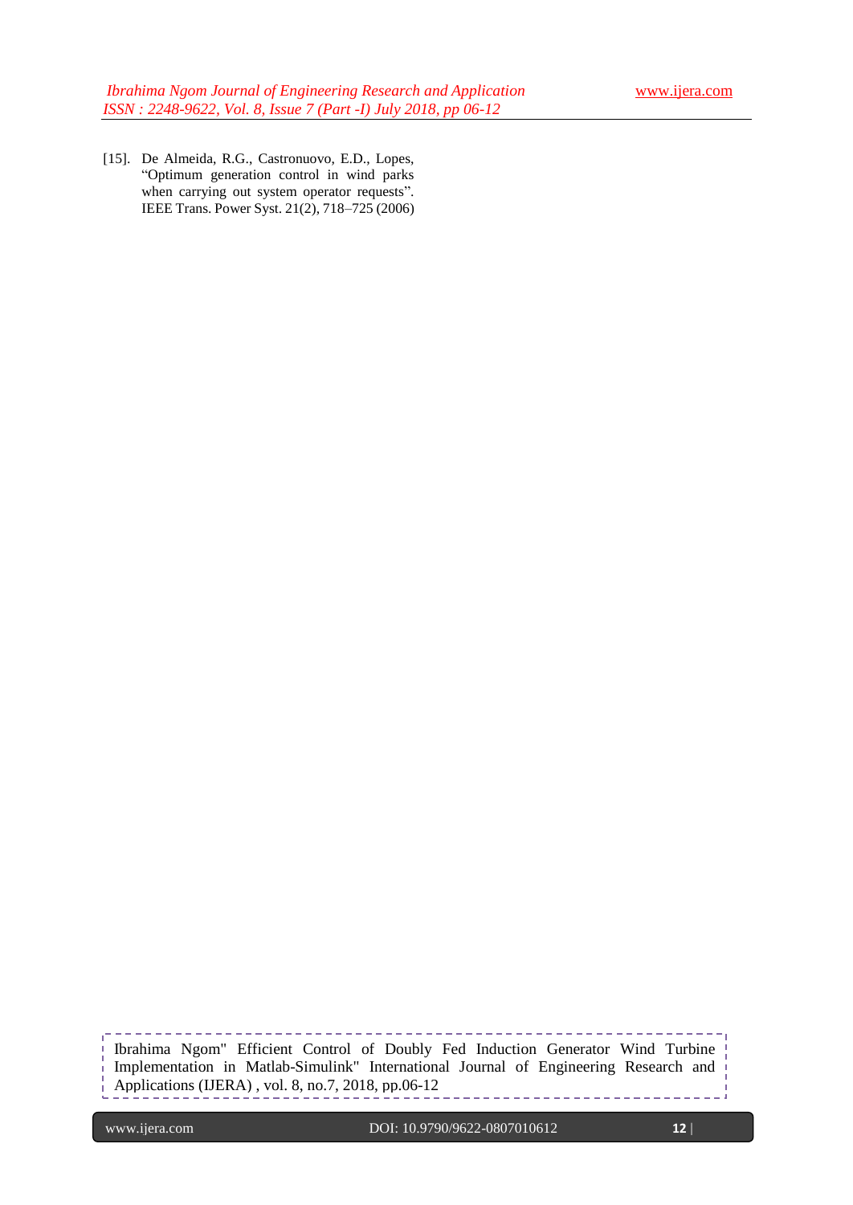[15]. De Almeida, R.G., Castronuovo, E.D., Lopes, "Optimum generation control in wind parks when carrying out system operator requests". IEEE Trans. Power Syst. 21(2), 718–725 (2006)

Ibrahima Ngom" Efficient Control of Doubly Fed Induction Generator Wind Turbine Implementation in Matlab-Simulink" International Journal of Engineering Research and Applications (IJERA) , vol. 8, no.7, 2018, pp.06-12